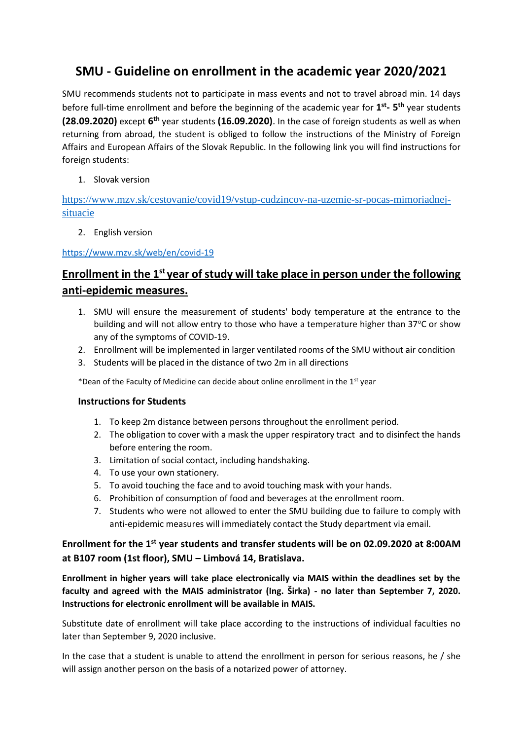# SMU - Guideline on enrollment in the academic year 2020/2021

SMU recommends students not to participate in mass events and not to travel abroad min. 14 days before full-time enrollment and before the beginning of the academic year for **1st- 5th** year students **(28.09.2020)** except **6th** year students **(16.09.2020)**. In the case of foreign students as well as when returning from abroad, the student is obliged to follow the instructions of the Ministry of Foreign Affairs and European Affairs of the Slovak Republic. In the following link you will find instructions for foreign students:

1. Slovak version

https://www.mzv.sk/cestovanie/covid19/vstup-cudzincov-na-uzemie-sr-pocas-mimoriadnej-situacie

2. English version

https://www.mzv.sk/web/en/covid-19

## Enrollment in the 1st year of study will take place in person under the following anti-epidemic measures.

1. SMU will ensure the measurement of students' body temperature at the entrance to the building and will not allow entry to those who have a temperature higher than 37°C or show any of the symptoms of COVID-19.
2. Enrollment will be implemented in larger ventilated rooms of the SMU without air condition
3. Students will be placed in the distance of two 2m in all directions

*Dean of the Faculty of Medicine can decide about online enrollment in the 1st year

### Instructions for Students

1. To keep 2m distance between persons throughout the enrollment period.
2. The obligation to cover with a mask the upper respiratory tract and to disinfect the hands before entering the room.
3. Limitation of social contact, including handshaking.
4. To use your own stationery.
5. To avoid touching the face and to avoid touching mask with your hands.
6. Prohibition of consumption of food and beverages at the enrollment room.
7. Students who were not allowed to enter the SMU building due to failure to comply with anti-epidemic measures will immediately contact the Study department via email.

**Enrollment for the 1st year students and transfer students will be on 02.09.2020 at 8:00AM at B107 room (1st floor), SMU – Limbová 14, Bratislava.**

**Enrollment in higher years will take place electronically via MAIS within the deadlines set by the faculty and agreed with the MAIS administrator (Ing. Širka) - no later than September 7, 2020. Instructions for electronic enrollment will be available in MAIS.**

Substitute date of enrollment will take place according to the instructions of individual faculties no later than September 9, 2020 inclusive.

In the case that a student is unable to attend the enrollment in person for serious reasons, he / she will assign another person on the basis of a notarized power of attorney.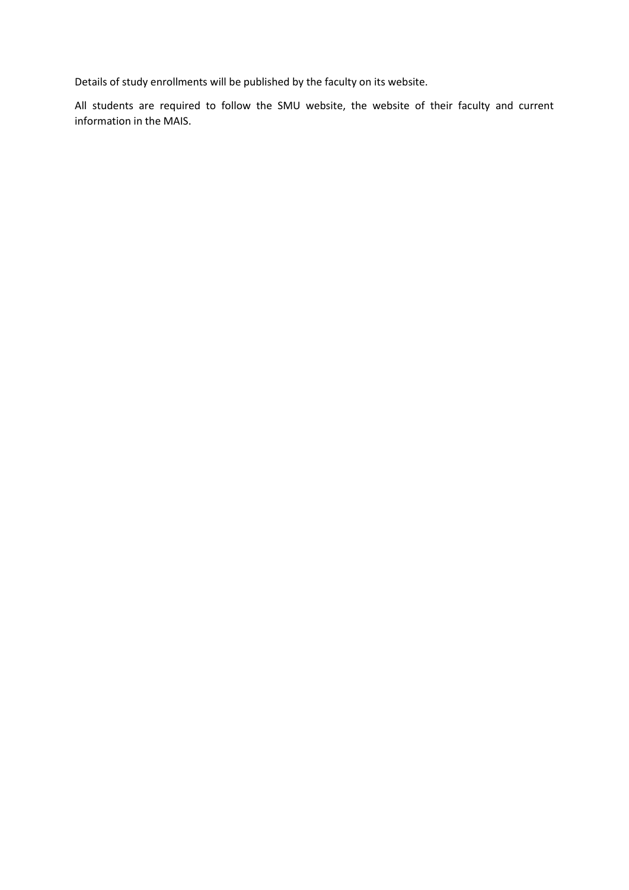Details of study enrollments will be published by the faculty on its website.

All students are required to follow the SMU website, the website of their faculty and current information in the MAIS.